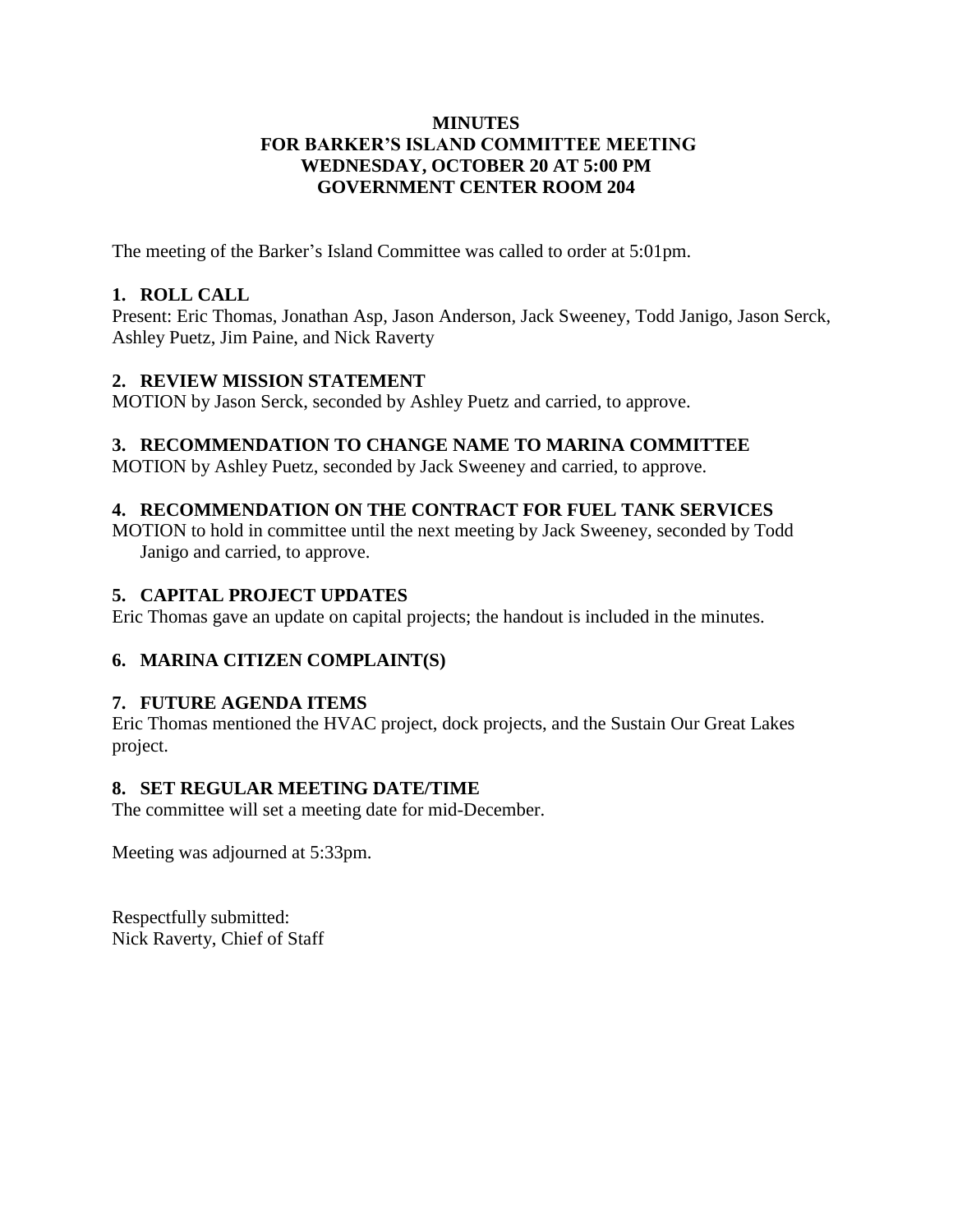# MINUTES
# FOR BARKER'S ISLAND COMMITTEE MEETING
# WEDNESDAY, OCTOBER 20 AT 5:00 PM
# GOVERNMENT CENTER ROOM 204

The meeting of the Barker's Island Committee was called to order at 5:01pm.

## 1. ROLL CALL

Present: Eric Thomas, Jonathan Asp, Jason Anderson, Jack Sweeney, Todd Janigo, Jason Serck, Ashley Puetz, Jim Paine, and Nick Raverty

## 2. REVIEW MISSION STATEMENT

MOTION by Jason Serck, seconded by Ashley Puetz and carried, to approve.

## 3. RECOMMENDATION TO CHANGE NAME TO MARINA COMMITTEE

MOTION by Ashley Puetz, seconded by Jack Sweeney and carried, to approve.

## 4. RECOMMENDATION ON THE CONTRACT FOR FUEL TANK SERVICES

MOTION to hold in committee until the next meeting by Jack Sweeney, seconded by Todd Janigo and carried, to approve.

## 5. CAPITAL PROJECT UPDATES

Eric Thomas gave an update on capital projects; the handout is included in the minutes.

## 6. MARINA CITIZEN COMPLAINT(S)

## 7. FUTURE AGENDA ITEMS

Eric Thomas mentioned the HVAC project, dock projects, and the Sustain Our Great Lakes project.

## 8. SET REGULAR MEETING DATE/TIME

The committee will set a meeting date for mid-December.

Meeting was adjourned at 5:33pm.

Respectfully submitted:
Nick Raverty, Chief of Staff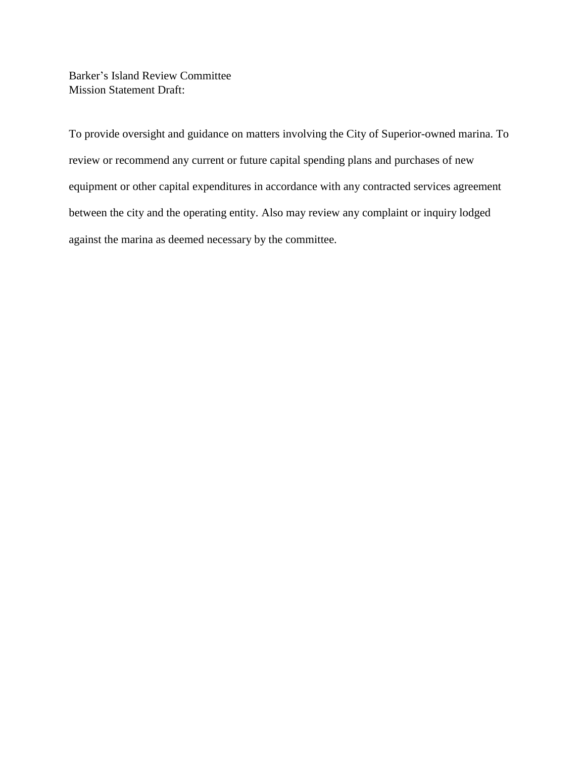Barker's Island Review Committee
Mission Statement Draft:

To provide oversight and guidance on matters involving the City of Superior-owned marina. To review or recommend any current or future capital spending plans and purchases of new equipment or other capital expenditures in accordance with any contracted services agreement between the city and the operating entity. Also may review any complaint or inquiry lodged against the marina as deemed necessary by the committee.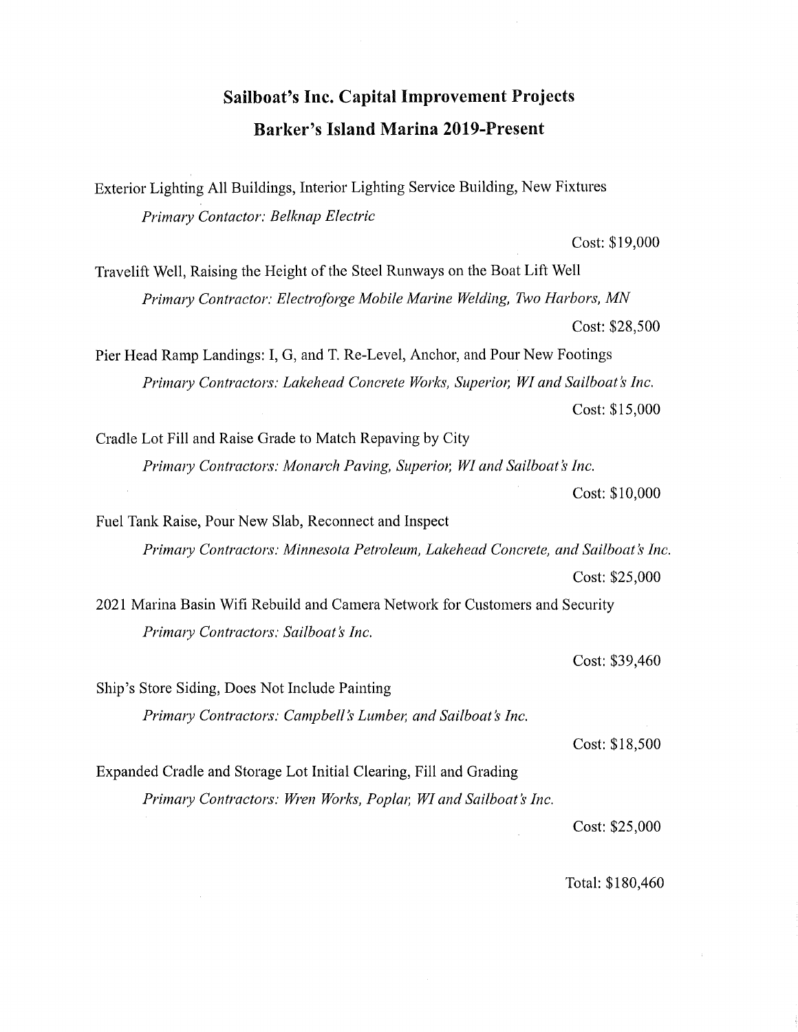# Sailboat's Inc. Capital Improvement Projects
# Barker's Island Marina 2019-Present

Exterior Lighting All Buildings, Interior Lighting Service Building, New Fixtures

*Primary Contactor: Belknap Electric*

Cost: $19,000

Travelift Well, Raising the Height of the Steel Runways on the Boat Lift Well

*Primary Contractor: Electroforge Mobile Marine Welding, Two Harbors, MN*

Cost: $28,500

Pier Head Ramp Landings: I, G, and T. Re-Level, Anchor, and Pour New Footings

*Primary Contractors: Lakehead Concrete Works, Superior, WI and Sailboat's Inc.*

Cost: $15,000

Cradle Lot Fill and Raise Grade to Match Repaving by City

*Primary Contractors: Monarch Paving, Superior, WI and Sailboat's Inc.*

Cost: $10,000

Fuel Tank Raise, Pour New Slab, Reconnect and Inspect

*Primary Contractors: Minnesota Petroleum, Lakehead Concrete, and Sailboat's Inc.*

Cost: $25,000

2021 Marina Basin Wifi Rebuild and Camera Network for Customers and Security

*Primary Contractors: Sailboat's Inc.*

Cost: $39,460

Ship's Store Siding, Does Not Include Painting

*Primary Contractors: Campbell's Lumber, and Sailboat's Inc.*

Cost: $18,500

Expanded Cradle and Storage Lot Initial Clearing, Fill and Grading

*Primary Contractors: Wren Works, Poplar, WI and Sailboat's Inc.*

Cost: $25,000

Total: $180,460